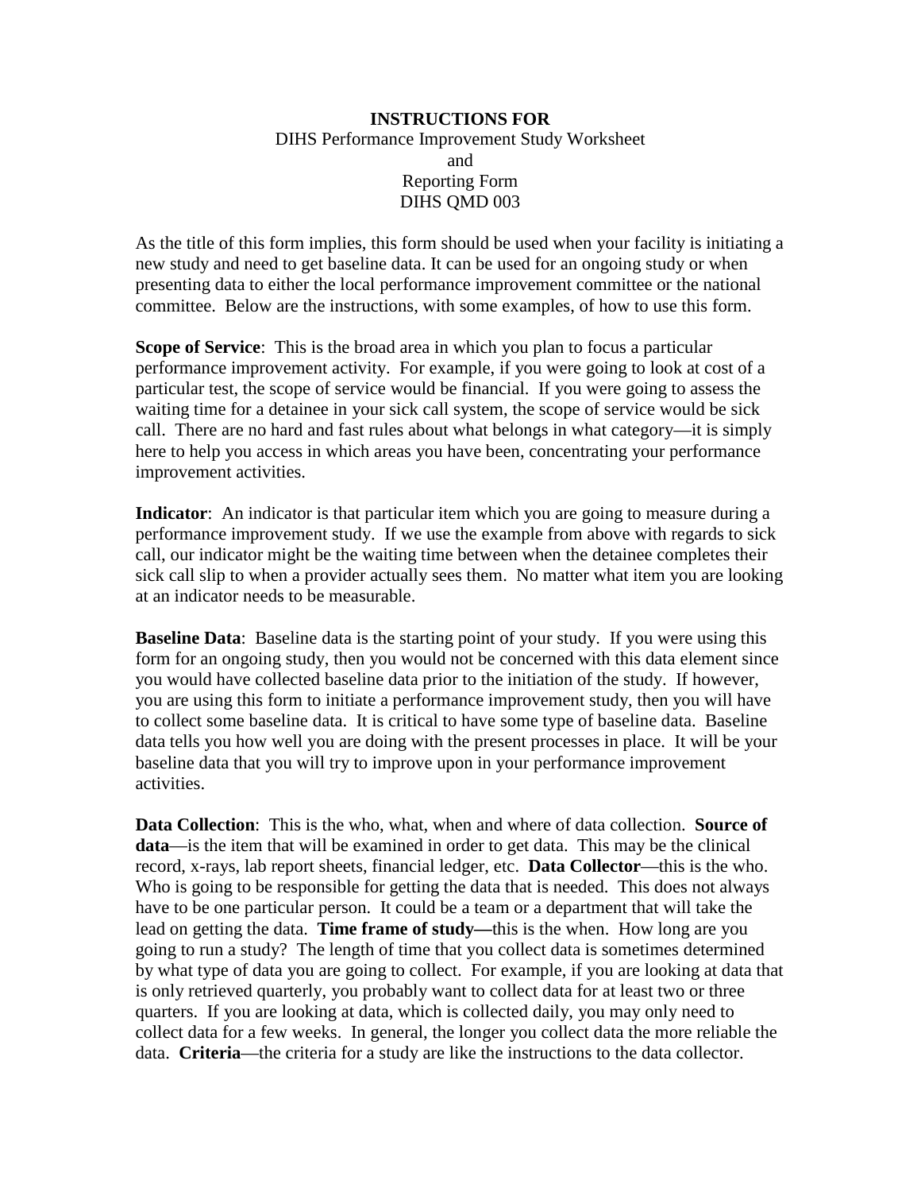**INSTRUCTIONS FOR**

DIHS Performance Improvement Study Worksheet

and

Reporting Form

DIHS QMD 003

As the title of this form implies, this form should be used when your facility is initiating a new study and need to get baseline data. It can be used for an ongoing study or when presenting data to either the local performance improvement committee or the national committee. Below are the instructions, with some examples, of how to use this form.

**Scope of Service**: This is the broad area in which you plan to focus a particular performance improvement activity. For example, if you were going to look at cost of a particular test, the scope of service would be financial. If you were going to assess the waiting time for a detainee in your sick call system, the scope of service would be sick call. There are no hard and fast rules about what belongs in what category—it is simply here to help you access in which areas you have been, concentrating your performance improvement activities.

**Indicator**: An indicator is that particular item which you are going to measure during a performance improvement study. If we use the example from above with regards to sick call, our indicator might be the waiting time between when the detainee completes their sick call slip to when a provider actually sees them. No matter what item you are looking at an indicator needs to be measurable.

**Baseline Data**: Baseline data is the starting point of your study. If you were using this form for an ongoing study, then you would not be concerned with this data element since you would have collected baseline data prior to the initiation of the study. If however, you are using this form to initiate a performance improvement study, then you will have to collect some baseline data. It is critical to have some type of baseline data. Baseline data tells you how well you are doing with the present processes in place. It will be your baseline data that you will try to improve upon in your performance improvement activities.

**Data Collection**: This is the who, what, when and where of data collection. **Source of data**—is the item that will be examined in order to get data. This may be the clinical record, x-rays, lab report sheets, financial ledger, etc. **Data Collector**—this is the who. Who is going to be responsible for getting the data that is needed. This does not always have to be one particular person. It could be a team or a department that will take the lead on getting the data. **Time frame of study—**this is the when. How long are you going to run a study? The length of time that you collect data is sometimes determined by what type of data you are going to collect. For example, if you are looking at data that is only retrieved quarterly, you probably want to collect data for at least two or three quarters. If you are looking at data, which is collected daily, you may only need to collect data for a few weeks. In general, the longer you collect data the more reliable the data. **Criteria**—the criteria for a study are like the instructions to the data collector.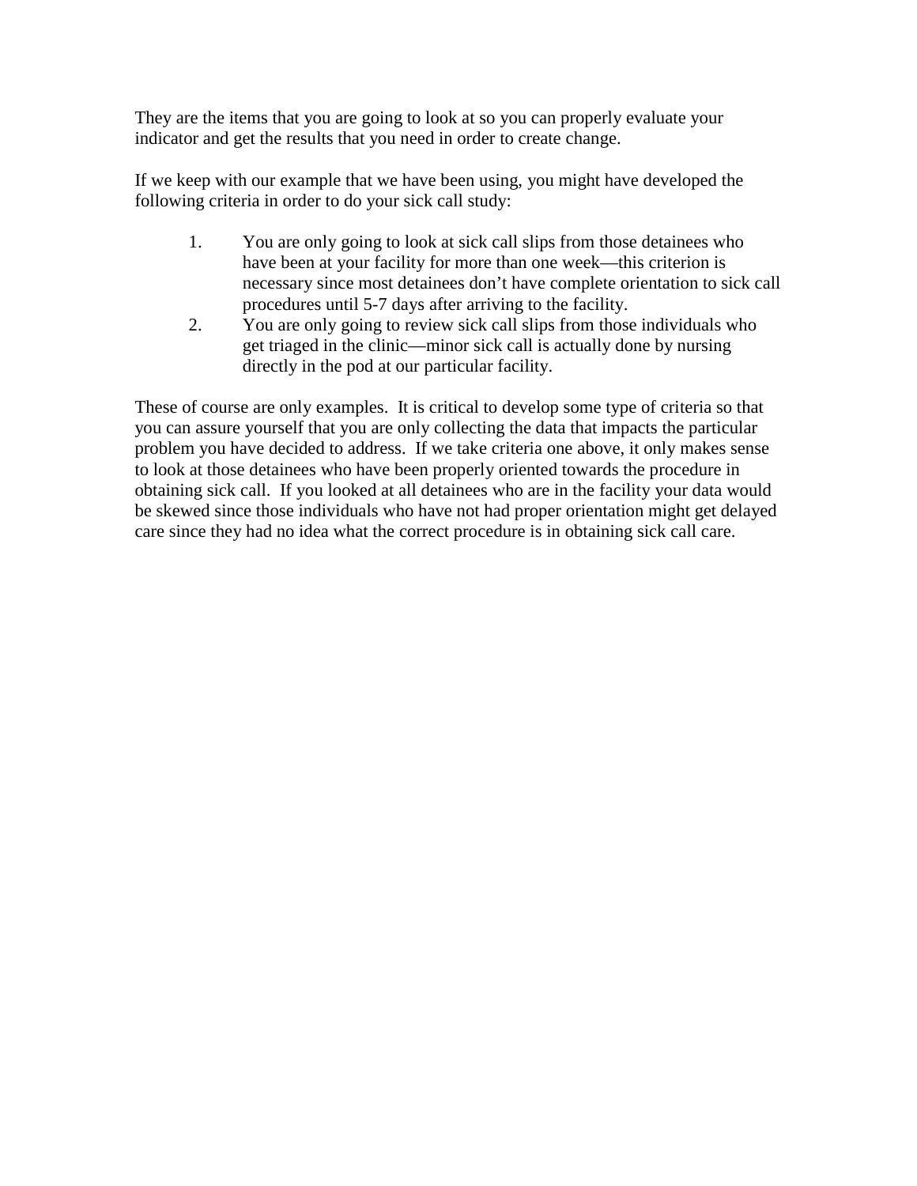They are the items that you are going to look at so you can properly evaluate your indicator and get the results that you need in order to create change.

If we keep with our example that we have been using, you might have developed the following criteria in order to do your sick call study:

1. You are only going to look at sick call slips from those detainees who have been at your facility for more than one week—this criterion is necessary since most detainees don't have complete orientation to sick call procedures until 5-7 days after arriving to the facility.
2. You are only going to review sick call slips from those individuals who get triaged in the clinic—minor sick call is actually done by nursing directly in the pod at our particular facility.

These of course are only examples. It is critical to develop some type of criteria so that you can assure yourself that you are only collecting the data that impacts the particular problem you have decided to address. If we take criteria one above, it only makes sense to look at those detainees who have been properly oriented towards the procedure in obtaining sick call. If you looked at all detainees who are in the facility your data would be skewed since those individuals who have not had proper orientation might get delayed care since they had no idea what the correct procedure is in obtaining sick call care.